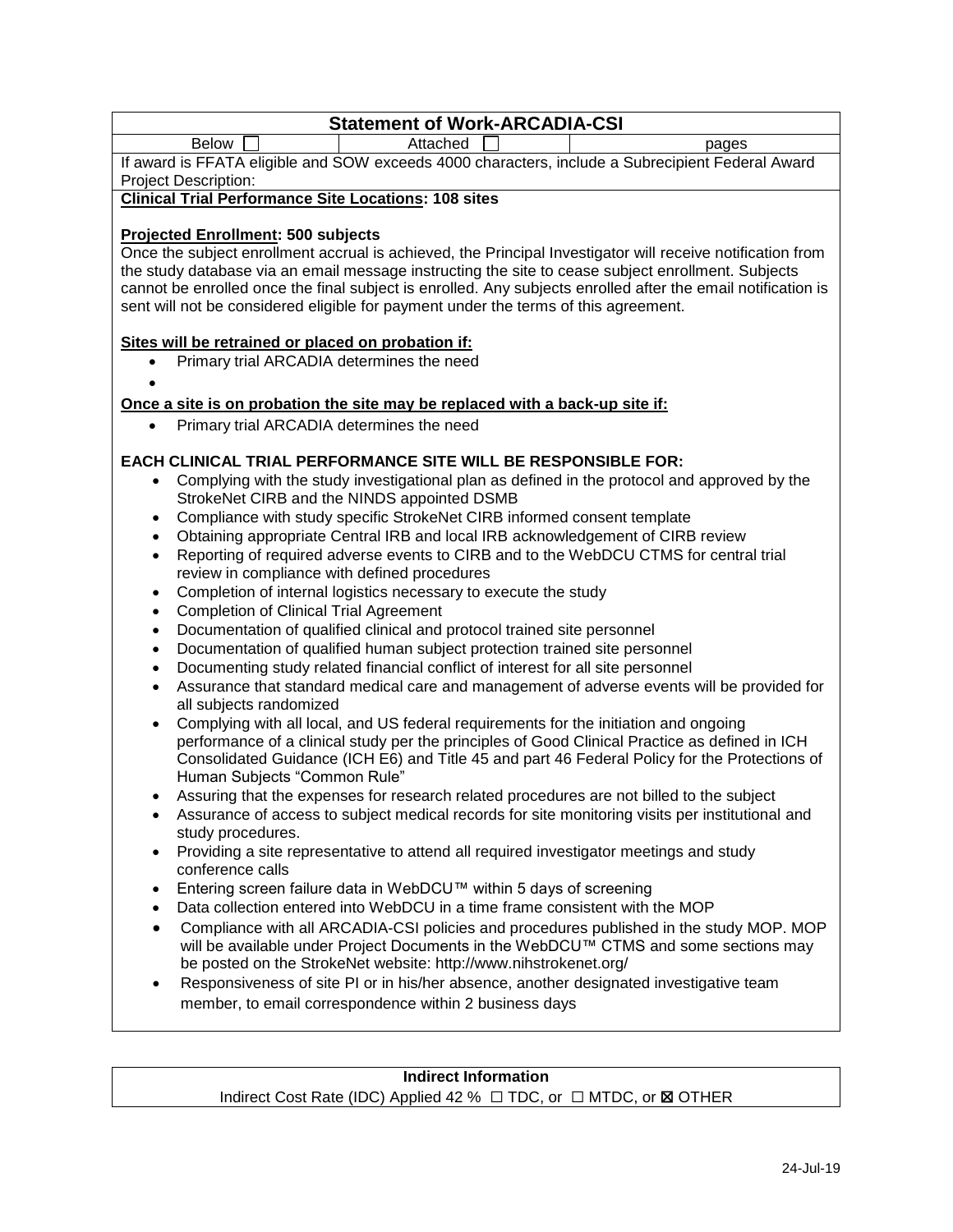## Statement of Work-ARCADIA-CSI

| Below ☐ | Attached ☐ | pages |
|---|---|---|

If award is FFATA eligible and SOW exceeds 4000 characters, include a Subrecipient Federal Award Project Description:

**Clinical Trial Performance Site Locations: 108 sites**

**Projected Enrollment: 500 subjects**

Once the subject enrollment accrual is achieved, the Principal Investigator will receive notification from the study database via an email message instructing the site to cease subject enrollment. Subjects cannot be enrolled once the final subject is enrolled. Any subjects enrolled after the email notification is sent will not be considered eligible for payment under the terms of this agreement.

**Sites will be retrained or placed on probation if:**

- Primary trial ARCADIA determines the need
-

**Once a site is on probation the site may be replaced with a back-up site if:**

- Primary trial ARCADIA determines the need

**EACH CLINICAL TRIAL PERFORMANCE SITE WILL BE RESPONSIBLE FOR:**

- Complying with the study investigational plan as defined in the protocol and approved by the StrokeNet CIRB and the NINDS appointed DSMB
- Compliance with study specific StrokeNet CIRB informed consent template
- Obtaining appropriate Central IRB and local IRB acknowledgement of CIRB review
- Reporting of required adverse events to CIRB and to the WebDCU CTMS for central trial review in compliance with defined procedures
- Completion of internal logistics necessary to execute the study
- Completion of Clinical Trial Agreement
- Documentation of qualified clinical and protocol trained site personnel
- Documentation of qualified human subject protection trained site personnel
- Documenting study related financial conflict of interest for all site personnel
- Assurance that standard medical care and management of adverse events will be provided for all subjects randomized
- Complying with all local, and US federal requirements for the initiation and ongoing performance of a clinical study per the principles of Good Clinical Practice as defined in ICH Consolidated Guidance (ICH E6) and Title 45 and part 46 Federal Policy for the Protections of Human Subjects "Common Rule"
- Assuring that the expenses for research related procedures are not billed to the subject
- Assurance of access to subject medical records for site monitoring visits per institutional and study procedures.
- Providing a site representative to attend all required investigator meetings and study conference calls
- Entering screen failure data in WebDCU™ within 5 days of screening
- Data collection entered into WebDCU in a time frame consistent with the MOP
- Compliance with all ARCADIA-CSI policies and procedures published in the study MOP. MOP will be available under Project Documents in the WebDCU™ CTMS and some sections may be posted on the StrokeNet website: http://www.nihstrokenet.org/
- Responsiveness of site PI or in his/her absence, another designated investigative team member, to email correspondence within 2 business days

**Indirect Information**

Indirect Cost Rate (IDC) Applied 42 % ☐ TDC, or ☐ MTDC, or ☒ OTHER

24-Jul-19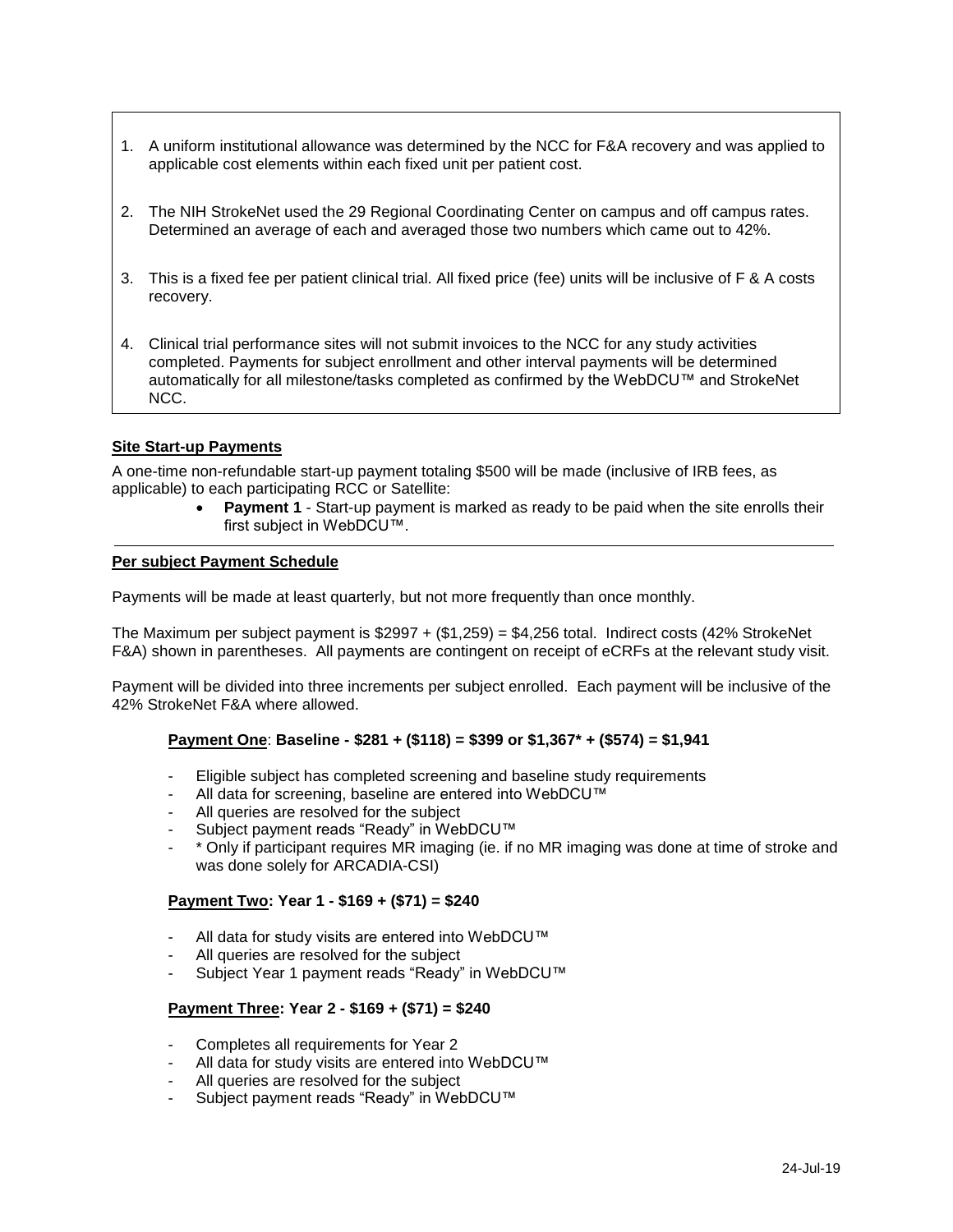1. A uniform institutional allowance was determined by the NCC for F&A recovery and was applied to applicable cost elements within each fixed unit per patient cost.
2. The NIH StrokeNet used the 29 Regional Coordinating Center on campus and off campus rates. Determined an average of each and averaged those two numbers which came out to 42%.
3. This is a fixed fee per patient clinical trial. All fixed price (fee) units will be inclusive of F & A costs recovery.
4. Clinical trial performance sites will not submit invoices to the NCC for any study activities completed. Payments for subject enrollment and other interval payments will be determined automatically for all milestone/tasks completed as confirmed by the WebDCU™ and StrokeNet NCC.

**Site Start-up Payments**

A one-time non-refundable start-up payment totaling $500 will be made (inclusive of IRB fees, as applicable) to each participating RCC or Satellite:

- **Payment 1** - Start-up payment is marked as ready to be paid when the site enrolls their first subject in WebDCU™.

---

**Per subject Payment Schedule**

Payments will be made at least quarterly, but not more frequently than once monthly.

The Maximum per subject payment is $2997 + ($1,259) = $4,256 total. Indirect costs (42% StrokeNet F&A) shown in parentheses. All payments are contingent on receipt of eCRFs at the relevant study visit.

Payment will be divided into three increments per subject enrolled. Each payment will be inclusive of the 42% StrokeNet F&A where allowed.

**Payment One**: **Baseline - $281 + ($118) = $399 or $1,367* + ($574) = $1,941**

- Eligible subject has completed screening and baseline study requirements
- All data for screening, baseline are entered into WebDCU™
- All queries are resolved for the subject
- Subject payment reads "Ready" in WebDCU™
- * Only if participant requires MR imaging (ie. if no MR imaging was done at time of stroke and was done solely for ARCADIA-CSI)

**Payment Two: Year 1 - $169 + ($71) = $240**

- All data for study visits are entered into WebDCU™
- All queries are resolved for the subject
- Subject Year 1 payment reads "Ready" in WebDCU™

**Payment Three: Year 2 - $169 + ($71) = $240**

- Completes all requirements for Year 2
- All data for study visits are entered into WebDCU™
- All queries are resolved for the subject
- Subject payment reads "Ready" in WebDCU™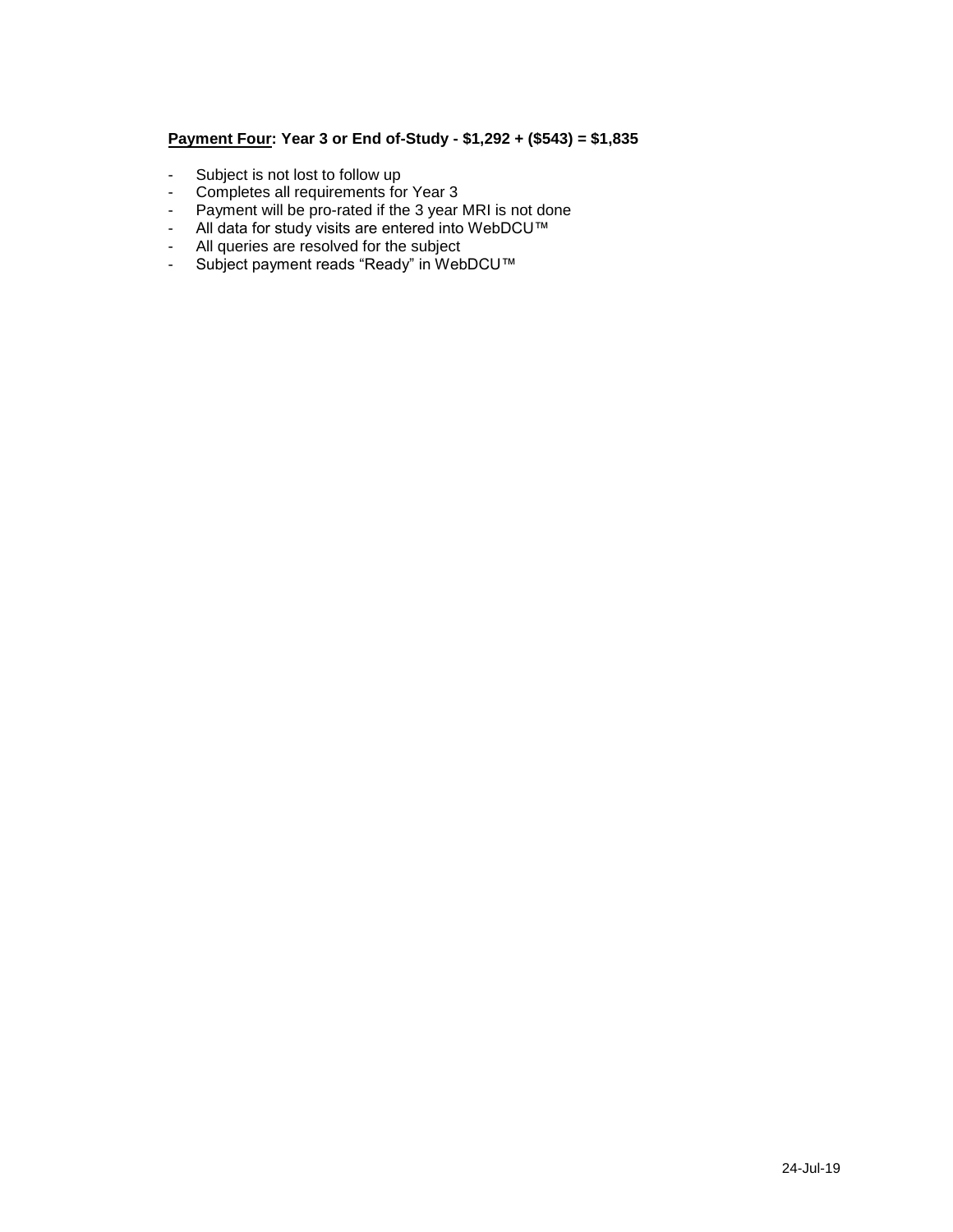**<u>Payment Four</u>: Year 3 or End of-Study - $1,292 + ($543) = $1,835**

- Subject is not lost to follow up
- Completes all requirements for Year 3
- Payment will be pro-rated if the 3 year MRI is not done
- All data for study visits are entered into WebDCU™
- All queries are resolved for the subject
- Subject payment reads "Ready" in WebDCU™

24-Jul-19